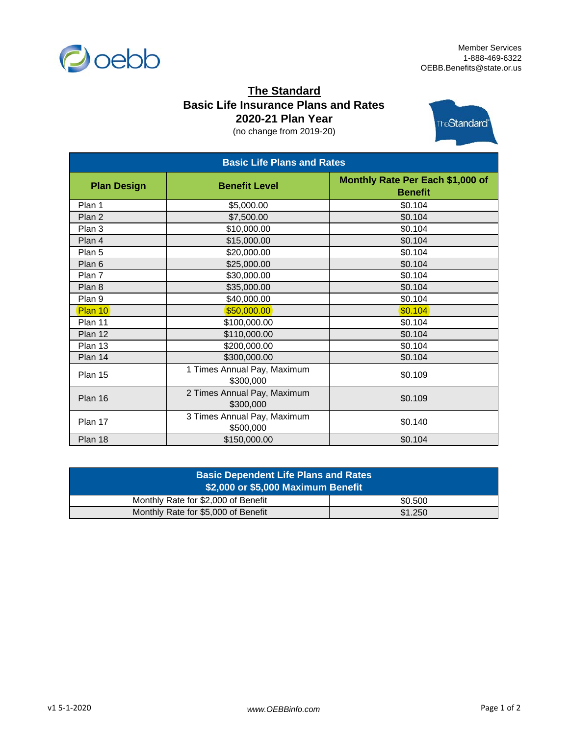Member Services
1-888-469-6322
OEBB.Benefits@state.or.us

# The Standard
## Basic Life Insurance Plans and Rates
## 2020-21 Plan Year
(no change from 2019-20)

| Basic Life Plans and Rates | | |
|---|---|---|
| **Plan Design** | **Benefit Level** | **Monthly Rate Per Each $1,000 of Benefit** |
| Plan 1 | $5,000.00 | $0.104 |
| Plan 2 | $7,500.00 | $0.104 |
| Plan 3 | $10,000.00 | $0.104 |
| Plan 4 | $15,000.00 | $0.104 |
| Plan 5 | $20,000.00 | $0.104 |
| Plan 6 | $25,000.00 | $0.104 |
| Plan 7 | $30,000.00 | $0.104 |
| Plan 8 | $35,000.00 | $0.104 |
| Plan 9 | $40,000.00 | $0.104 |
| Plan 10 | $50,000.00 | $0.104 |
| Plan 11 | $100,000.00 | $0.104 |
| Plan 12 | $110,000.00 | $0.104 |
| Plan 13 | $200,000.00 | $0.104 |
| Plan 14 | $300,000.00 | $0.104 |
| Plan 15 | 1 Times Annual Pay, Maximum $300,000 | $0.109 |
| Plan 16 | 2 Times Annual Pay, Maximum $300,000 | $0.109 |
| Plan 17 | 3 Times Annual Pay, Maximum $500,000 | $0.140 |
| Plan 18 | $150,000.00 | $0.104 |

| Basic Dependent Life Plans and Rates $2,000 or $5,000 Maximum Benefit | |
|---|---|
| Monthly Rate for $2,000 of Benefit | $0.500 |
| Monthly Rate for $5,000 of Benefit | $1.250 |

v1 5-1-2020

*www.OEBBinfo.com*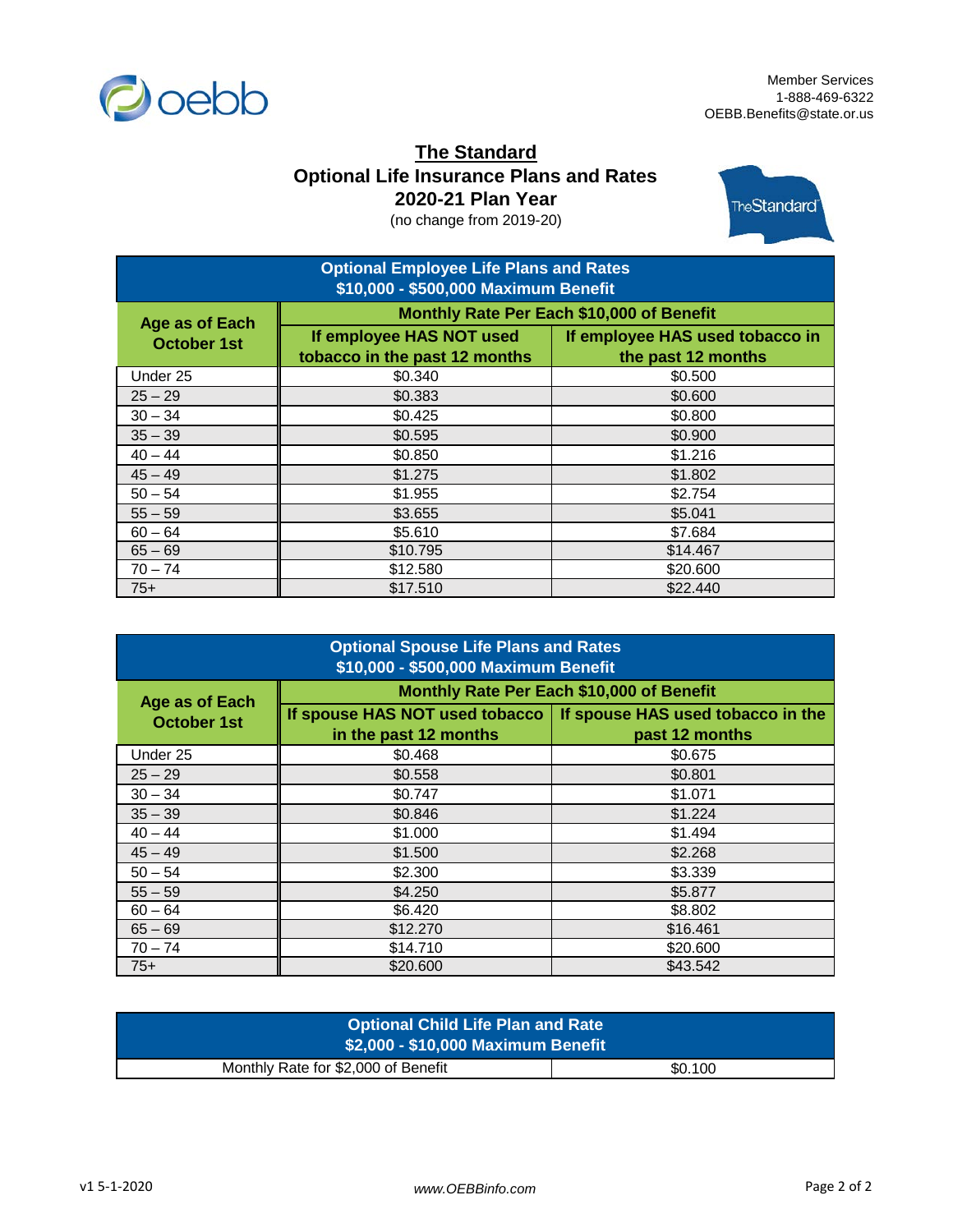oebb

Member Services
1-888-469-6322
OEBB.Benefits@state.or.us

# The Standard

## Optional Life Insurance Plans and Rates
## 2020-21 Plan Year

(no change from 2019-20)

| Optional Employee Life Plans and Rates $10,000 - $500,000 Maximum Benefit | | |
|---|---|---|
| Age as of Each October 1st | Monthly Rate Per Each $10,000 of Benefit | |
| | If employee HAS NOT used tobacco in the past 12 months | If employee HAS used tobacco in the past 12 months |
| Under 25 | $0.340 | $0.500 |
| 25 – 29 | $0.383 | $0.600 |
| 30 – 34 | $0.425 | $0.800 |
| 35 – 39 | $0.595 | $0.900 |
| 40 – 44 | $0.850 | $1.216 |
| 45 – 49 | $1.275 | $1.802 |
| 50 – 54 | $1.955 | $2.754 |
| 55 – 59 | $3.655 | $5.041 |
| 60 – 64 | $5.610 | $7.684 |
| 65 – 69 | $10.795 | $14.467 |
| 70 – 74 | $12.580 | $20.600 |
| 75+ | $17.510 | $22.440 |

| Optional Spouse Life Plans and Rates $10,000 - $500,000 Maximum Benefit | | |
|---|---|---|
| Age as of Each October 1st | Monthly Rate Per Each $10,000 of Benefit | |
| | If spouse HAS NOT used tobacco in the past 12 months | If spouse HAS used tobacco in the past 12 months |
| Under 25 | $0.468 | $0.675 |
| 25 – 29 | $0.558 | $0.801 |
| 30 – 34 | $0.747 | $1.071 |
| 35 – 39 | $0.846 | $1.224 |
| 40 – 44 | $1.000 | $1.494 |
| 45 – 49 | $1.500 | $2.268 |
| 50 – 54 | $2.300 | $3.339 |
| 55 – 59 | $4.250 | $5.877 |
| 60 – 64 | $6.420 | $8.802 |
| 65 – 69 | $12.270 | $16.461 |
| 70 – 74 | $14.710 | $20.600 |
| 75+ | $20.600 | $43.542 |

| Optional Child Life Plan and Rate $2,000 - $10,000 Maximum Benefit | |
|---|---|
| Monthly Rate for $2,000 of Benefit | $0.100 |

v1 5-1-2020

www.OEBBinfo.com